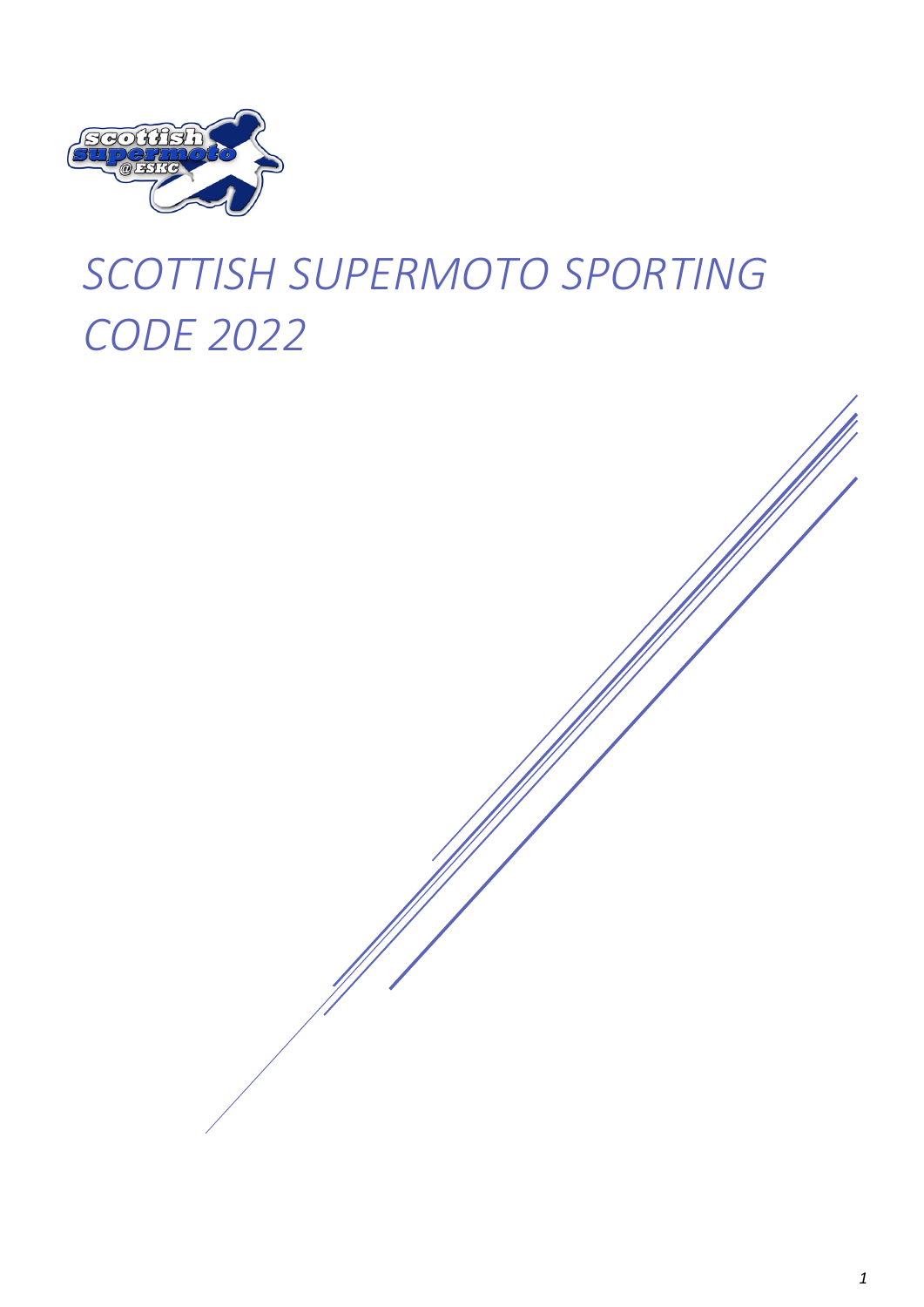# *SCOTTISH SUPERMOTO SPORTING CODE 2022*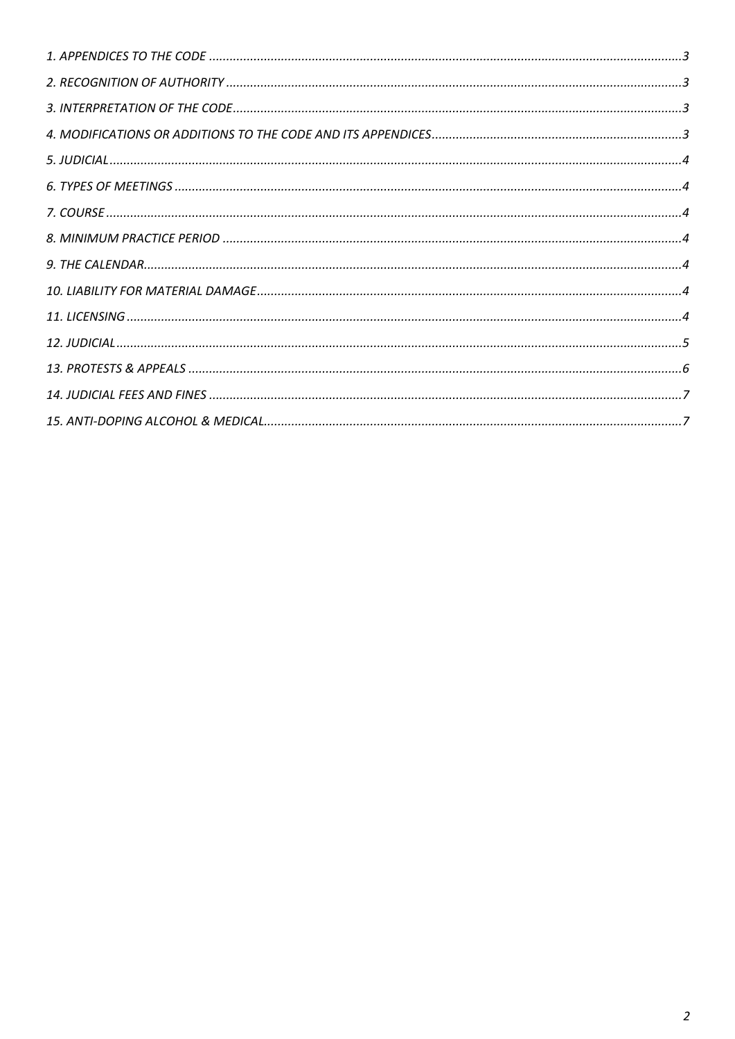*1. APPENDICES TO THE CODE ........................................................................................................................................3*

*2. RECOGNITION OF AUTHORITY ...................................................................................................................................3*

*3. INTERPRETATION OF THE CODE.................................................................................................................................3*

*4. MODIFICATIONS OR ADDITIONS TO THE CODE AND ITS APPENDICES........................................................................3*

*5. JUDICIAL.....................................................................................................................................................................4*

*6. TYPES OF MEETINGS ..................................................................................................................................................4*

*7. COURSE......................................................................................................................................................................4*

*8. MINIMUM PRACTICE PERIOD ....................................................................................................................................4*

*9. THE CALENDAR...........................................................................................................................................................4*

*10. LIABILITY FOR MATERIAL DAMAGE..........................................................................................................................4*

*11. LICENSING ................................................................................................................................................................4*

*12. JUDICIAL...................................................................................................................................................................5*

*13. PROTESTS & APPEALS ..............................................................................................................................................6*

*14. JUDICIAL FEES AND FINES ........................................................................................................................................7*

*15. ANTI-DOPING ALCOHOL & MEDICAL.........................................................................................................................7*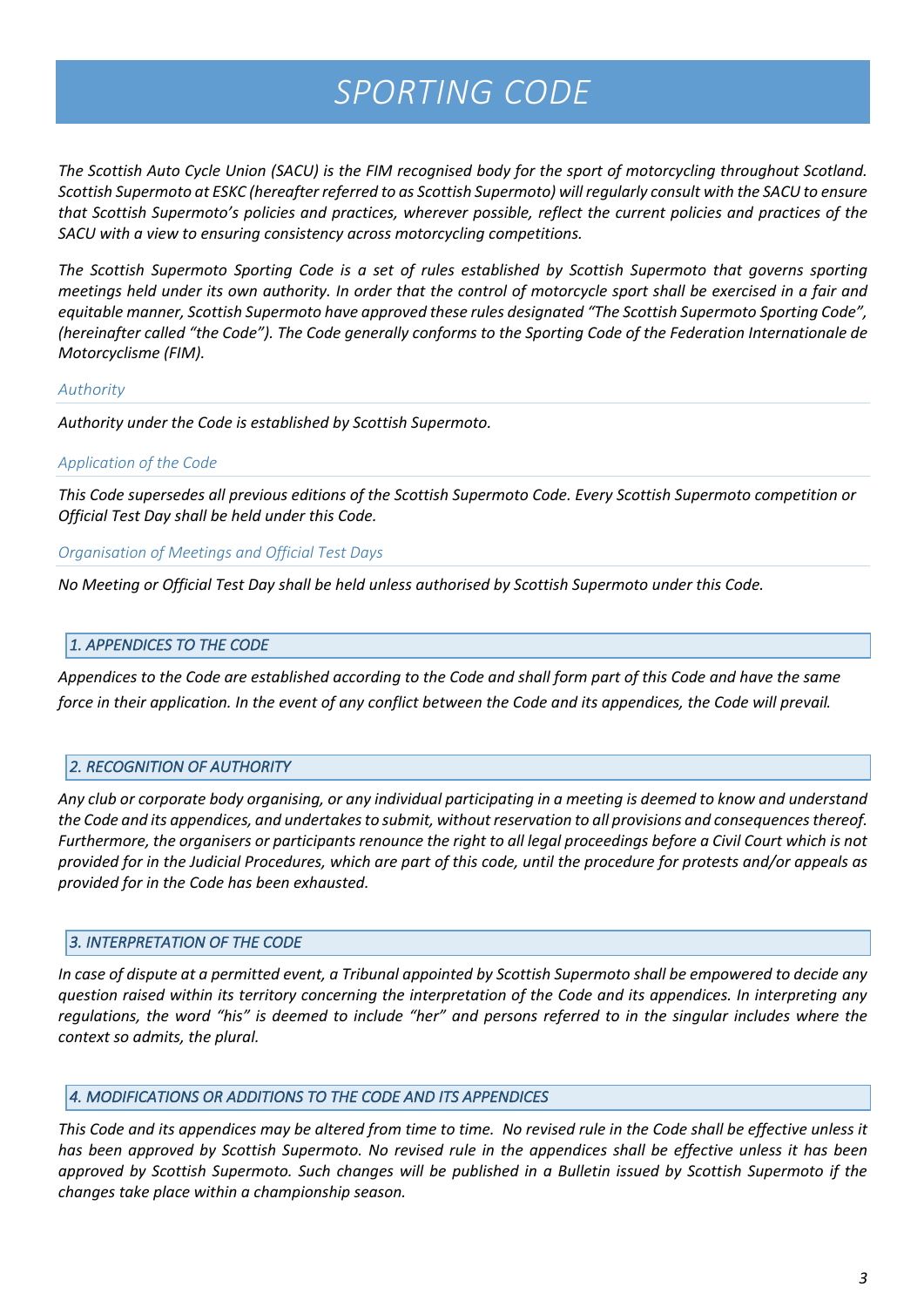# SPORTING CODE

*The Scottish Auto Cycle Union (SACU) is the FIM recognised body for the sport of motorcycling throughout Scotland. Scottish Supermoto at ESKC (hereafter referred to as Scottish Supermoto) will regularly consult with the SACU to ensure that Scottish Supermoto's policies and practices, wherever possible, reflect the current policies and practices of the SACU with a view to ensuring consistency across motorcycling competitions.*

*The Scottish Supermoto Sporting Code is a set of rules established by Scottish Supermoto that governs sporting meetings held under its own authority. In order that the control of motorcycle sport shall be exercised in a fair and equitable manner, Scottish Supermoto have approved these rules designated "The Scottish Supermoto Sporting Code", (hereinafter called "the Code"). The Code generally conforms to the Sporting Code of the Federation Internationale de Motorcyclisme (FIM).*

### *Authority*

*Authority under the Code is established by Scottish Supermoto.*

### *Application of the Code*

*This Code supersedes all previous editions of the Scottish Supermoto Code. Every Scottish Supermoto competition or Official Test Day shall be held under this Code.*

### *Organisation of Meetings and Official Test Days*

*No Meeting or Official Test Day shall be held unless authorised by Scottish Supermoto under this Code.*

## *1. APPENDICES TO THE CODE*

*Appendices to the Code are established according to the Code and shall form part of this Code and have the same force in their application. In the event of any conflict between the Code and its appendices, the Code will prevail.*

## *2. RECOGNITION OF AUTHORITY*

*Any club or corporate body organising, or any individual participating in a meeting is deemed to know and understand the Code and its appendices, and undertakes to submit, without reservation to all provisions and consequences thereof. Furthermore, the organisers or participants renounce the right to all legal proceedings before a Civil Court which is not provided for in the Judicial Procedures, which are part of this code, until the procedure for protests and/or appeals as provided for in the Code has been exhausted.*

## *3. INTERPRETATION OF THE CODE*

*In case of dispute at a permitted event, a Tribunal appointed by Scottish Supermoto shall be empowered to decide any question raised within its territory concerning the interpretation of the Code and its appendices. In interpreting any regulations, the word "his" is deemed to include "her" and persons referred to in the singular includes where the context so admits, the plural.*

## *4. MODIFICATIONS OR ADDITIONS TO THE CODE AND ITS APPENDICES*

*This Code and its appendices may be altered from time to time. No revised rule in the Code shall be effective unless it has been approved by Scottish Supermoto. No revised rule in the appendices shall be effective unless it has been approved by Scottish Supermoto. Such changes will be published in a Bulletin issued by Scottish Supermoto if the changes take place within a championship season.*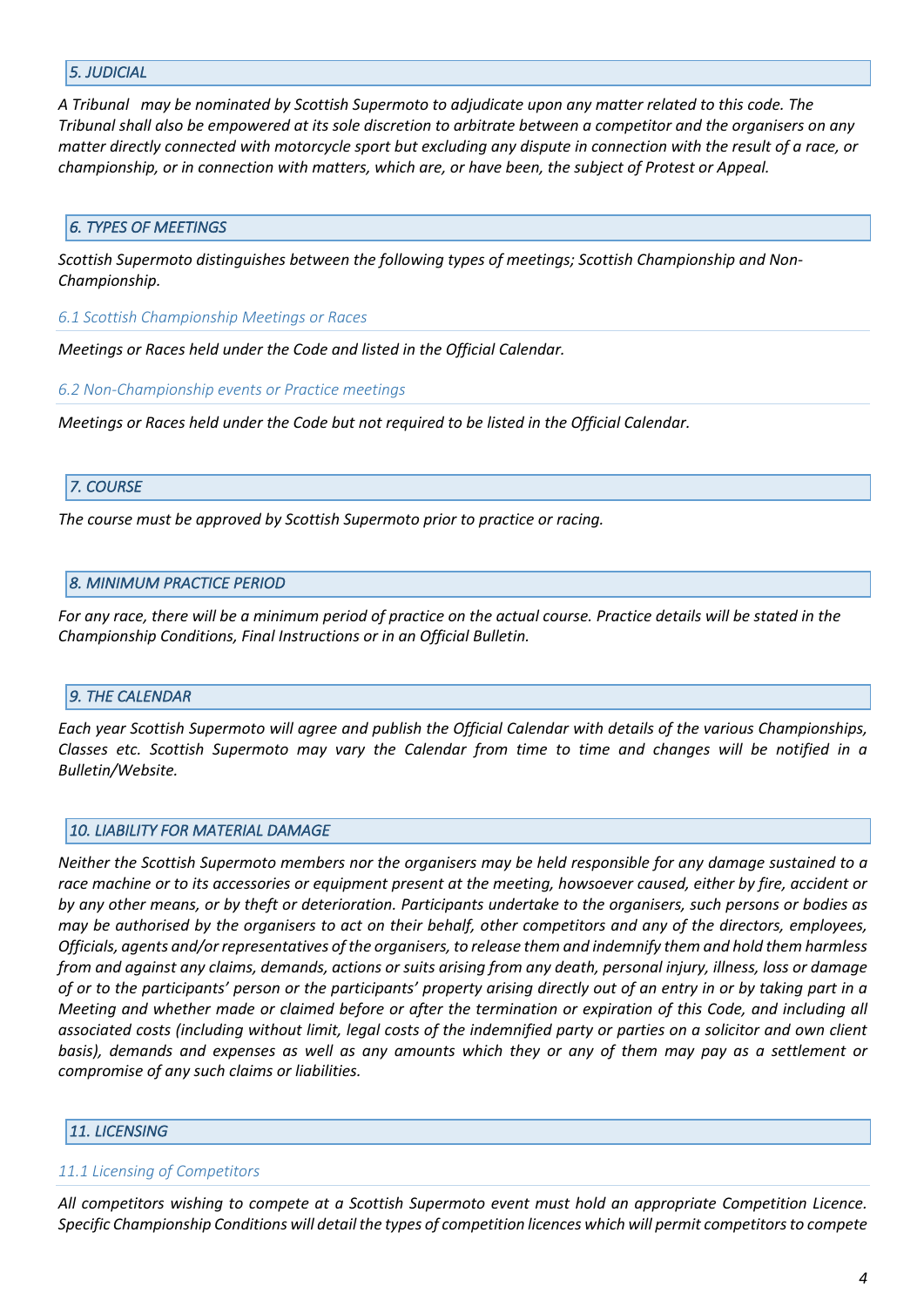## *5. JUDICIAL*

*A Tribunal may be nominated by Scottish Supermoto to adjudicate upon any matter related to this code. The Tribunal shall also be empowered at its sole discretion to arbitrate between a competitor and the organisers on any matter directly connected with motorcycle sport but excluding any dispute in connection with the result of a race, or championship, or in connection with matters, which are, or have been, the subject of Protest or Appeal.*

## *6. TYPES OF MEETINGS*

*Scottish Supermoto distinguishes between the following types of meetings; Scottish Championship and Non-Championship.*

### *6.1 Scottish Championship Meetings or Races*

*Meetings or Races held under the Code and listed in the Official Calendar.*

### *6.2 Non-Championship events or Practice meetings*

*Meetings or Races held under the Code but not required to be listed in the Official Calendar.*

## *7. COURSE*

*The course must be approved by Scottish Supermoto prior to practice or racing.*

## *8. MINIMUM PRACTICE PERIOD*

*For any race, there will be a minimum period of practice on the actual course. Practice details will be stated in the Championship Conditions, Final Instructions or in an Official Bulletin.*

## *9. THE CALENDAR*

*Each year Scottish Supermoto will agree and publish the Official Calendar with details of the various Championships, Classes etc. Scottish Supermoto may vary the Calendar from time to time and changes will be notified in a Bulletin/Website.*

## *10. LIABILITY FOR MATERIAL DAMAGE*

*Neither the Scottish Supermoto members nor the organisers may be held responsible for any damage sustained to a race machine or to its accessories or equipment present at the meeting, howsoever caused, either by fire, accident or by any other means, or by theft or deterioration. Participants undertake to the organisers, such persons or bodies as may be authorised by the organisers to act on their behalf, other competitors and any of the directors, employees, Officials, agents and/or representatives of the organisers, to release them and indemnify them and hold them harmless from and against any claims, demands, actions or suits arising from any death, personal injury, illness, loss or damage of or to the participants' person or the participants' property arising directly out of an entry in or by taking part in a Meeting and whether made or claimed before or after the termination or expiration of this Code, and including all associated costs (including without limit, legal costs of the indemnified party or parties on a solicitor and own client basis), demands and expenses as well as any amounts which they or any of them may pay as a settlement or compromise of any such claims or liabilities.*

## *11. LICENSING*

### *11.1 Licensing of Competitors*

*All competitors wishing to compete at a Scottish Supermoto event must hold an appropriate Competition Licence. Specific Championship Conditions will detail the types of competition licences which will permit competitors to compete*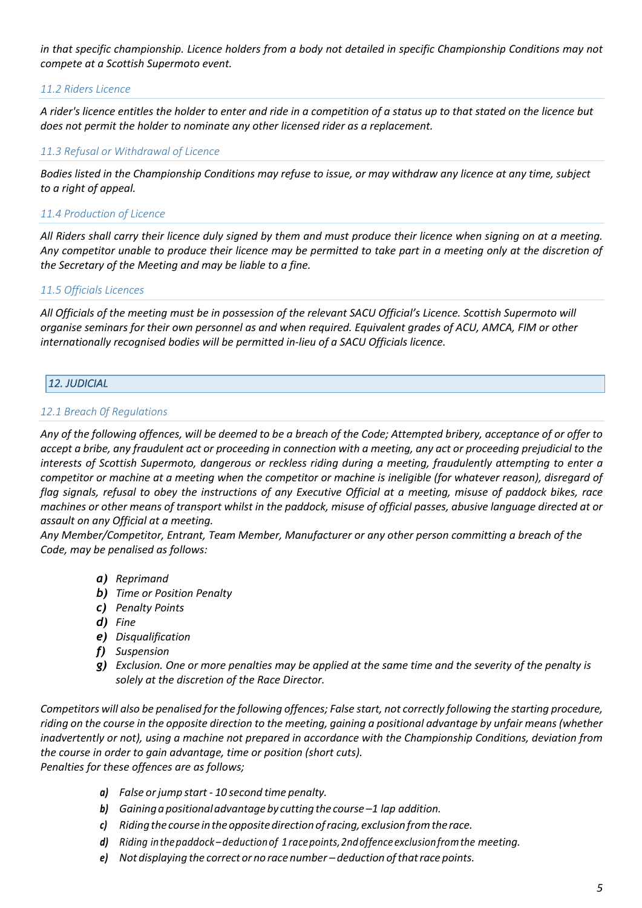*in that specific championship. Licence holders from a body not detailed in specific Championship Conditions may not compete at a Scottish Supermoto event.*

### *11.2 Riders Licence*

*A rider's licence entitles the holder to enter and ride in a competition of a status up to that stated on the licence but does not permit the holder to nominate any other licensed rider as a replacement.*

### *11.3 Refusal or Withdrawal of Licence*

*Bodies listed in the Championship Conditions may refuse to issue, or may withdraw any licence at any time, subject to a right of appeal.*

### *11.4 Production of Licence*

*All Riders shall carry their licence duly signed by them and must produce their licence when signing on at a meeting. Any competitor unable to produce their licence may be permitted to take part in a meeting only at the discretion of the Secretary of the Meeting and may be liable to a fine.*

### *11.5 Officials Licences*

*All Officials of the meeting must be in possession of the relevant SACU Official's Licence. Scottish Supermoto will organise seminars for their own personnel as and when required. Equivalent grades of ACU, AMCA, FIM or other internationally recognised bodies will be permitted in-lieu of a SACU Officials licence.*

## *12. JUDICIAL*

### *12.1 Breach Of Regulations*

*Any of the following offences, will be deemed to be a breach of the Code; Attempted bribery, acceptance of or offer to accept a bribe, any fraudulent act or proceeding in connection with a meeting, any act or proceeding prejudicial to the interests of Scottish Supermoto, dangerous or reckless riding during a meeting, fraudulently attempting to enter a competitor or machine at a meeting when the competitor or machine is ineligible (for whatever reason), disregard of flag signals, refusal to obey the instructions of any Executive Official at a meeting, misuse of paddock bikes, race machines or other means of transport whilst in the paddock, misuse of official passes, abusive language directed at or assault on any Official at a meeting.*
*Any Member/Competitor, Entrant, Team Member, Manufacturer or any other person committing a breach of the Code, may be penalised as follows:*

- ***a)*** *Reprimand*
- ***b)*** *Time or Position Penalty*
- ***c)*** *Penalty Points*
- ***d)*** *Fine*
- ***e)*** *Disqualification*
- ***f)*** *Suspension*
- ***g)*** *Exclusion. One or more penalties may be applied at the same time and the severity of the penalty is solely at the discretion of the Race Director.*

*Competitors will also be penalised for the following offences; False start, not correctly following the starting procedure, riding on the course in the opposite direction to the meeting, gaining a positional advantage by unfair means (whether inadvertently or not), using a machine not prepared in accordance with the Championship Conditions, deviation from the course in order to gain advantage, time or position (short cuts).*
*Penalties for these offences are as follows;*

- ***a)*** *False or jump start - 10 second time penalty.*
- ***b)*** *Gaining a positional advantage by cutting the course –1 lap addition.*
- ***c)*** *Riding the course in the opposite direction of racing, exclusion from the race.*
- ***d)*** *Riding in the paddock – deduction of 1 race points, 2nd offence exclusion from the meeting.*
- ***e)*** *Not displaying the correct or no race number – deduction of that race points.*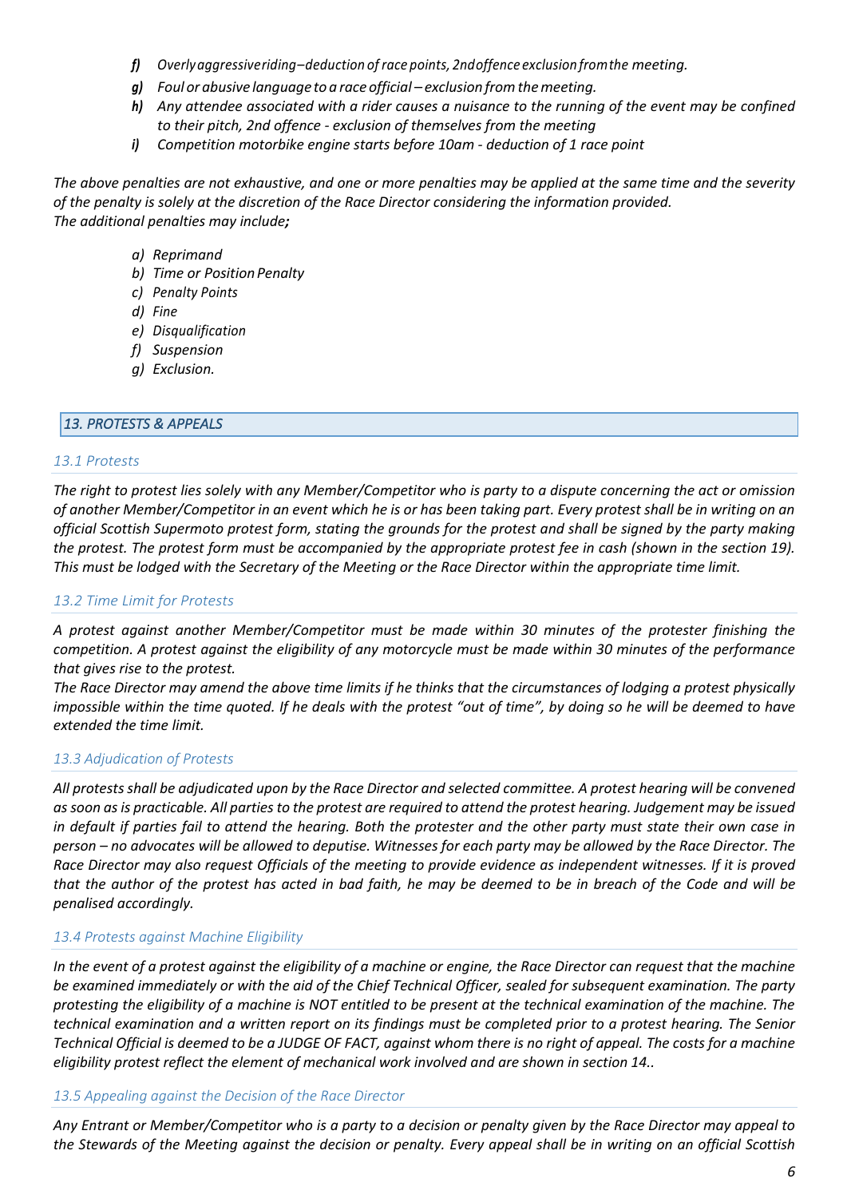- ***f)*** *Overly aggressive riding – deduction of race points, 2nd offence exclusion from the meeting.*
- ***g)*** *Foul or abusive language to a race official – exclusion from the meeting.*
- ***h)*** *Any attendee associated with a rider causes a nuisance to the running of the event may be confined to their pitch, 2nd offence - exclusion of themselves from the meeting*
- ***i)*** *Competition motorbike engine starts before 10am - deduction of 1 race point*

*The above penalties are not exhaustive, and one or more penalties may be applied at the same time and the severity of the penalty is solely at the discretion of the Race Director considering the information provided.*
*The additional penalties may include**;***

- *a) Reprimand*
- *b) Time or Position Penalty*
- *c) Penalty Points*
- *d) Fine*
- *e) Disqualification*
- *f) Suspension*
- *g) Exclusion.*

## *13. PROTESTS & APPEALS*

### *13.1 Protests*

*The right to protest lies solely with any Member/Competitor who is party to a dispute concerning the act or omission of another Member/Competitor in an event which he is or has been taking part. Every protest shall be in writing on an official Scottish Supermoto protest form, stating the grounds for the protest and shall be signed by the party making the protest. The protest form must be accompanied by the appropriate protest fee in cash (shown in the section 19). This must be lodged with the Secretary of the Meeting or the Race Director within the appropriate time limit.*

### *13.2 Time Limit for Protests*

*A protest against another Member/Competitor must be made within 30 minutes of the protester finishing the competition. A protest against the eligibility of any motorcycle must be made within 30 minutes of the performance that gives rise to the protest.*
*The Race Director may amend the above time limits if he thinks that the circumstances of lodging a protest physically impossible within the time quoted. If he deals with the protest "out of time", by doing so he will be deemed to have extended the time limit.*

### *13.3 Adjudication of Protests*

*All protests shall be adjudicated upon by the Race Director and selected committee. A protest hearing will be convened as soon as is practicable. All parties to the protest are required to attend the protest hearing. Judgement may be issued in default if parties fail to attend the hearing. Both the protester and the other party must state their own case in person – no advocates will be allowed to deputise. Witnesses for each party may be allowed by the Race Director. The Race Director may also request Officials of the meeting to provide evidence as independent witnesses. If it is proved that the author of the protest has acted in bad faith, he may be deemed to be in breach of the Code and will be penalised accordingly.*

### *13.4 Protests against Machine Eligibility*

*In the event of a protest against the eligibility of a machine or engine, the Race Director can request that the machine be examined immediately or with the aid of the Chief Technical Officer, sealed for subsequent examination. The party protesting the eligibility of a machine is NOT entitled to be present at the technical examination of the machine. The technical examination and a written report on its findings must be completed prior to a protest hearing. The Senior Technical Official is deemed to be a JUDGE OF FACT, against whom there is no right of appeal. The costs for a machine eligibility protest reflect the element of mechanical work involved and are shown in section 14..*

### *13.5 Appealing against the Decision of the Race Director*

*Any Entrant or Member/Competitor who is a party to a decision or penalty given by the Race Director may appeal to the Stewards of the Meeting against the decision or penalty. Every appeal shall be in writing on an official Scottish*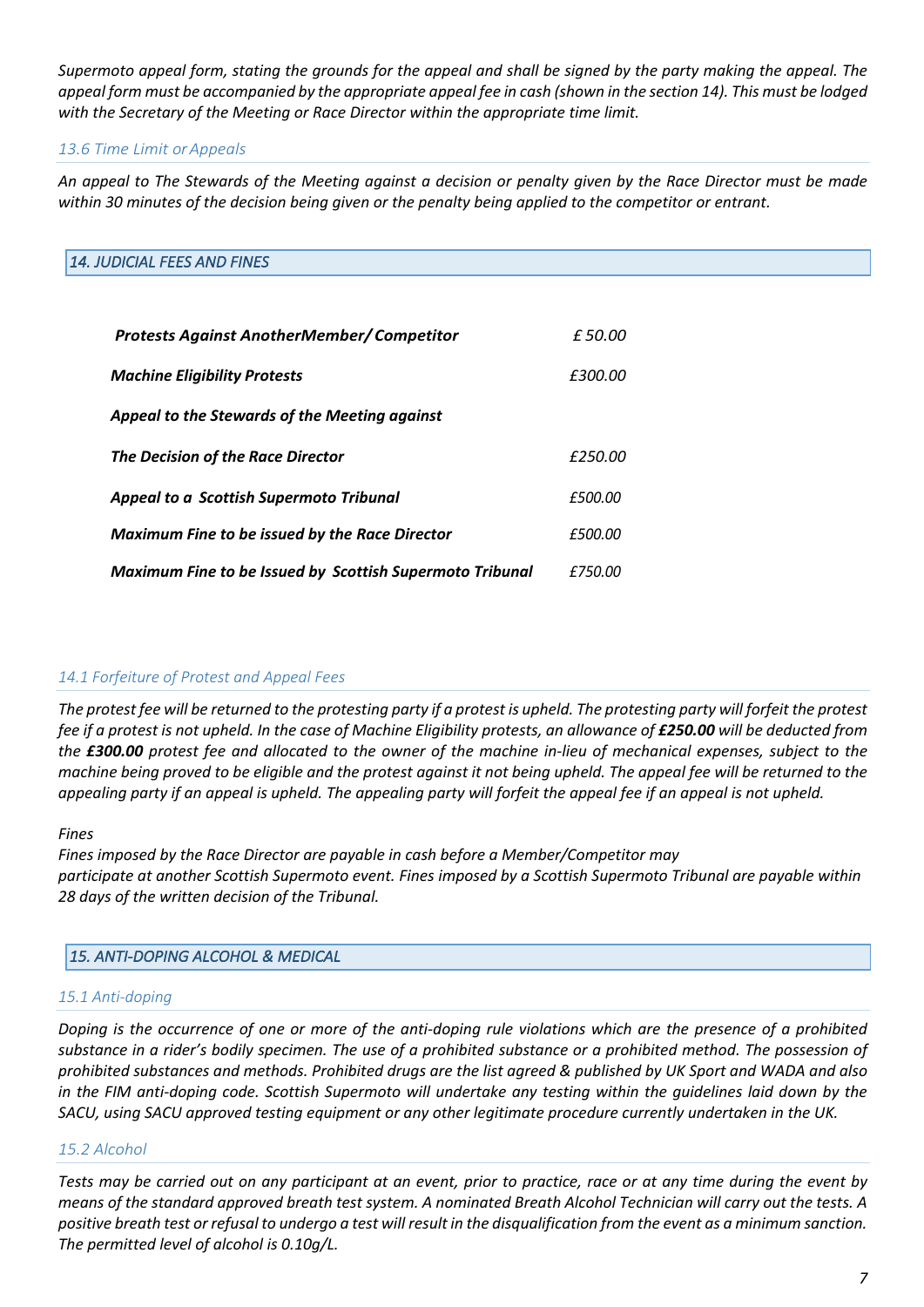*Supermoto appeal form, stating the grounds for the appeal and shall be signed by the party making the appeal. The appeal form must be accompanied by the appropriate appeal fee in cash (shown in the section 14). This must be lodged with the Secretary of the Meeting or Race Director within the appropriate time limit.*

### *13.6 Time Limit or Appeals*

*An appeal to The Stewards of the Meeting against a decision or penalty given by the Race Director must be made within 30 minutes of the decision being given or the penalty being applied to the competitor or entrant.*

## *14. JUDICIAL FEES AND FINES*

| | |
|---|---|
| ***Protests Against AnotherMember/ Competitor*** | *£ 50.00* |
| ***Machine Eligibility Protests*** | *£300.00* |
| ***Appeal to the Stewards of the Meeting against The Decision of the Race Director*** | *£250.00* |
| ***Appeal to a Scottish Supermoto Tribunal*** | *£500.00* |
| ***Maximum Fine to be issued by the Race Director*** | *£500.00* |
| ***Maximum Fine to be Issued by Scottish Supermoto Tribunal*** | *£750.00* |

### *14.1 Forfeiture of Protest and Appeal Fees*

*The protest fee will be returned to the protesting party if a protest is upheld. The protesting party will forfeit the protest fee if a protest is not upheld. In the case of Machine Eligibility protests, an allowance of* ***£250.00*** *will be deducted from the* ***£300.00*** *protest fee and allocated to the owner of the machine in-lieu of mechanical expenses, subject to the machine being proved to be eligible and the protest against it not being upheld. The appeal fee will be returned to the appealing party if an appeal is upheld. The appealing party will forfeit the appeal fee if an appeal is not upheld.*

*Fines*
*Fines imposed by the Race Director are payable in cash before a Member/Competitor may participate at another Scottish Supermoto event. Fines imposed by a Scottish Supermoto Tribunal are payable within 28 days of the written decision of the Tribunal.*

## *15. ANTI-DOPING ALCOHOL & MEDICAL*

### *15.1 Anti-doping*

*Doping is the occurrence of one or more of the anti-doping rule violations which are the presence of a prohibited substance in a rider's bodily specimen. The use of a prohibited substance or a prohibited method. The possession of prohibited substances and methods. Prohibited drugs are the list agreed & published by UK Sport and WADA and also in the FIM anti-doping code. Scottish Supermoto will undertake any testing within the guidelines laid down by the SACU, using SACU approved testing equipment or any other legitimate procedure currently undertaken in the UK.*

### *15.2 Alcohol*

*Tests may be carried out on any participant at an event, prior to practice, race or at any time during the event by means of the standard approved breath test system. A nominated Breath Alcohol Technician will carry out the tests. A positive breath test or refusal to undergo a test will result in the disqualification from the event as a minimum sanction. The permitted level of alcohol is 0.10g/L.*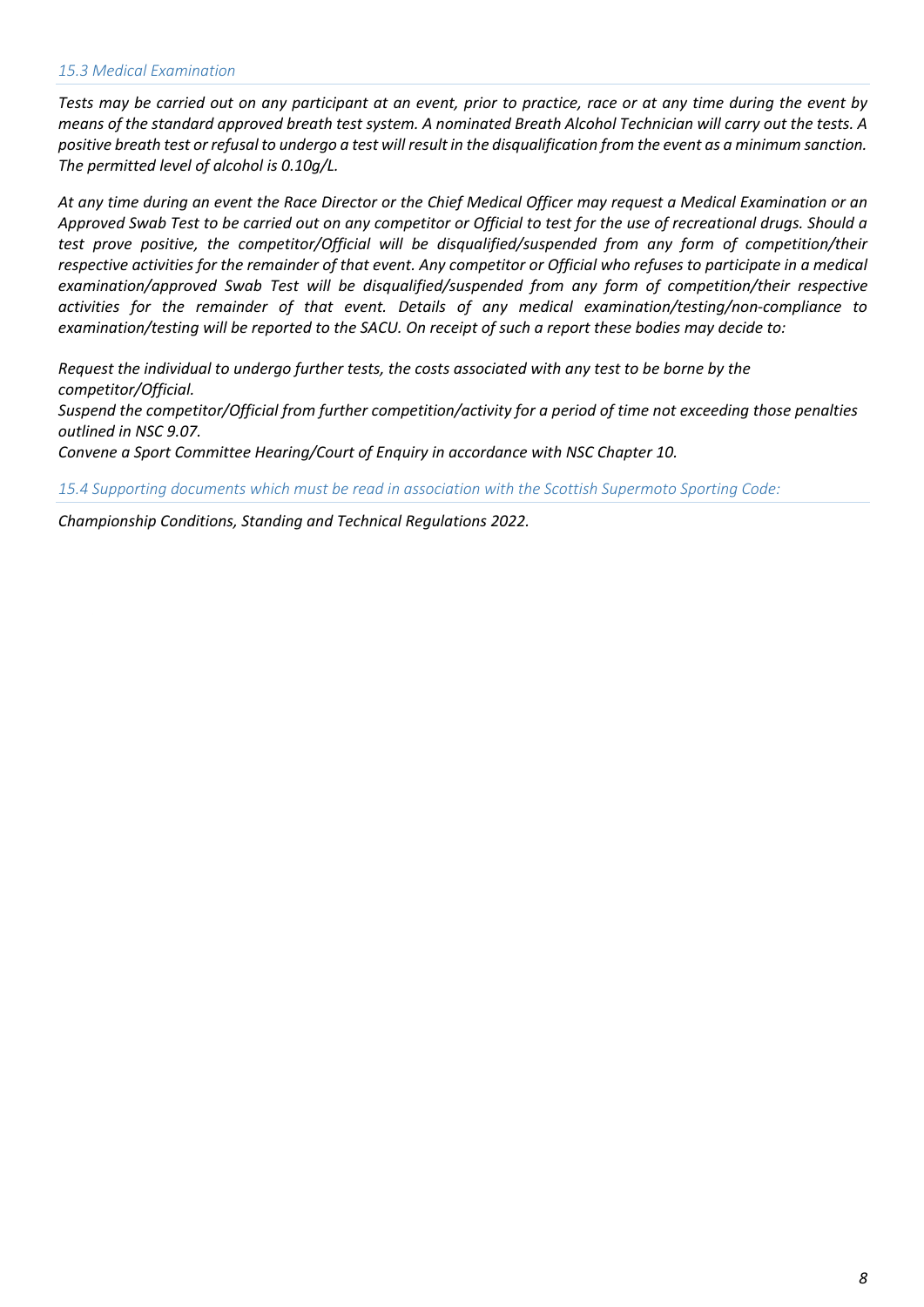### *15.3 Medical Examination*

*Tests may be carried out on any participant at an event, prior to practice, race or at any time during the event by means of the standard approved breath test system. A nominated Breath Alcohol Technician will carry out the tests. A positive breath test or refusal to undergo a test will result in the disqualification from the event as a minimum sanction. The permitted level of alcohol is 0.10g/L.*

*At any time during an event the Race Director or the Chief Medical Officer may request a Medical Examination or an Approved Swab Test to be carried out on any competitor or Official to test for the use of recreational drugs. Should a test prove positive, the competitor/Official will be disqualified/suspended from any form of competition/their respective activities for the remainder of that event. Any competitor or Official who refuses to participate in a medical examination/approved Swab Test will be disqualified/suspended from any form of competition/their respective activities for the remainder of that event. Details of any medical examination/testing/non-compliance to examination/testing will be reported to the SACU. On receipt of such a report these bodies may decide to:*

*Request the individual to undergo further tests, the costs associated with any test to be borne by the competitor/Official.*
*Suspend the competitor/Official from further competition/activity for a period of time not exceeding those penalties outlined in NSC 9.07.*
*Convene a Sport Committee Hearing/Court of Enquiry in accordance with NSC Chapter 10.*

### *15.4 Supporting documents which must be read in association with the Scottish Supermoto Sporting Code:*

*Championship Conditions, Standing and Technical Regulations 2022.*